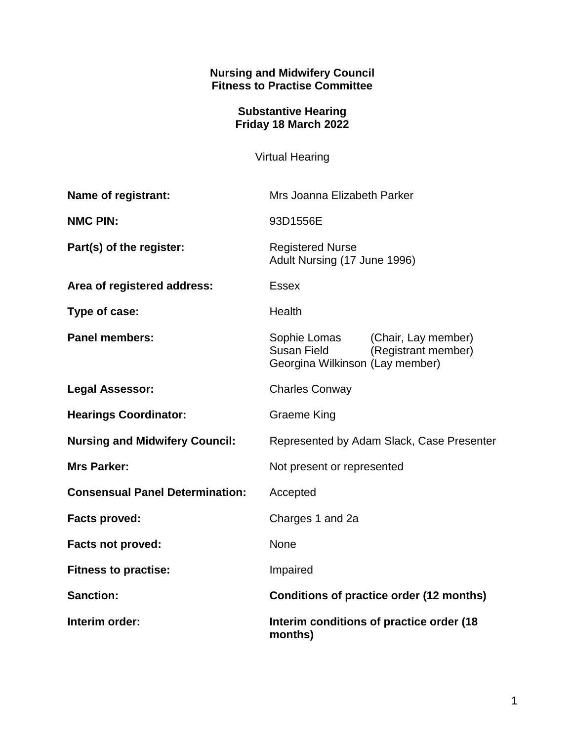**Nursing and Midwifery Council**
**Fitness to Practise Committee**

**Substantive Hearing**
**Friday 18 March 2022**

Virtual Hearing

| | |
|---|---|
| **Name of registrant:** | Mrs Joanna Elizabeth Parker |
| **NMC PIN:** | 93D1556E |
| **Part(s) of the register:** | Registered Nurse<br>Adult Nursing (17 June 1996) |
| **Area of registered address:** | Essex |
| **Type of case:** | Health |
| **Panel members:** | Sophie Lomas (Chair, Lay member)<br>Susan Field (Registrant member)<br>Georgina Wilkinson (Lay member) |
| **Legal Assessor:** | Charles Conway |
| **Hearings Coordinator:** | Graeme King |
| **Nursing and Midwifery Council:** | Represented by Adam Slack, Case Presenter |
| **Mrs Parker:** | Not present or represented |
| **Consensual Panel Determination:** | Accepted |
| **Facts proved:** | Charges 1 and 2a |
| **Facts not proved:** | None |
| **Fitness to practise:** | Impaired |
| **Sanction:** | **Conditions of practice order (12 months)** |
| **Interim order:** | **Interim conditions of practice order (18 months)** |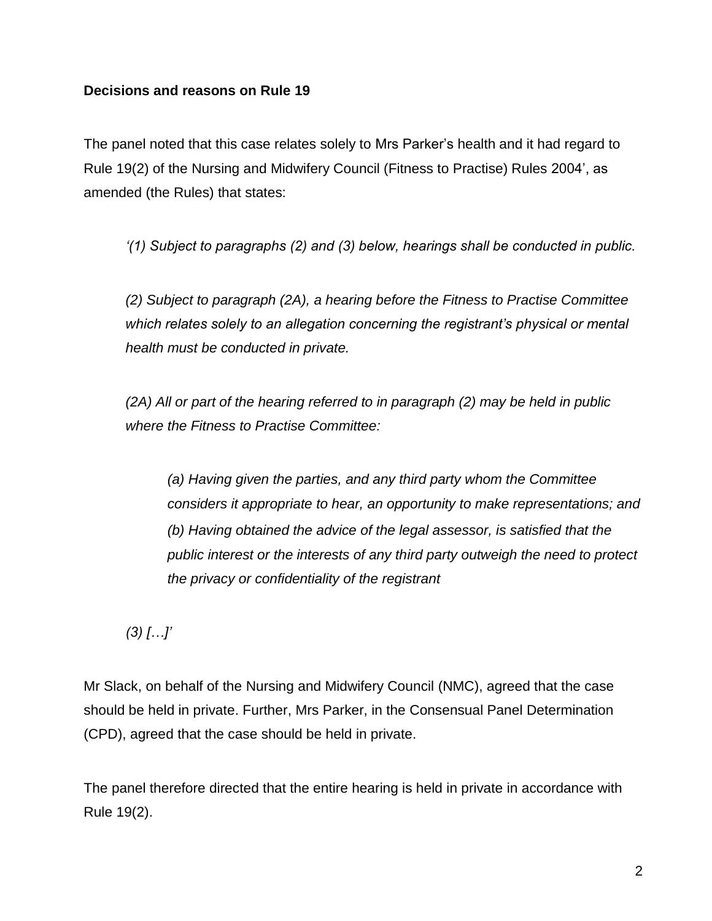**Decisions and reasons on Rule 19**

The panel noted that this case relates solely to Mrs Parker's health and it had regard to Rule 19(2) of the Nursing and Midwifery Council (Fitness to Practise) Rules 2004', as amended (the Rules) that states:

> *'(1) Subject to paragraphs (2) and (3) below, hearings shall be conducted in public.*
>
> *(2) Subject to paragraph (2A), a hearing before the Fitness to Practise Committee which relates solely to an allegation concerning the registrant's physical or mental health must be conducted in private.*
>
> *(2A) All or part of the hearing referred to in paragraph (2) may be held in public where the Fitness to Practise Committee:*
>
> > *(a) Having given the parties, and any third party whom the Committee considers it appropriate to hear, an opportunity to make representations; and*
> > *(b) Having obtained the advice of the legal assessor, is satisfied that the public interest or the interests of any third party outweigh the need to protect the privacy or confidentiality of the registrant*
>
> *(3) […]'*

Mr Slack, on behalf of the Nursing and Midwifery Council (NMC), agreed that the case should be held in private. Further, Mrs Parker, in the Consensual Panel Determination (CPD), agreed that the case should be held in private.

The panel therefore directed that the entire hearing is held in private in accordance with Rule 19(2).